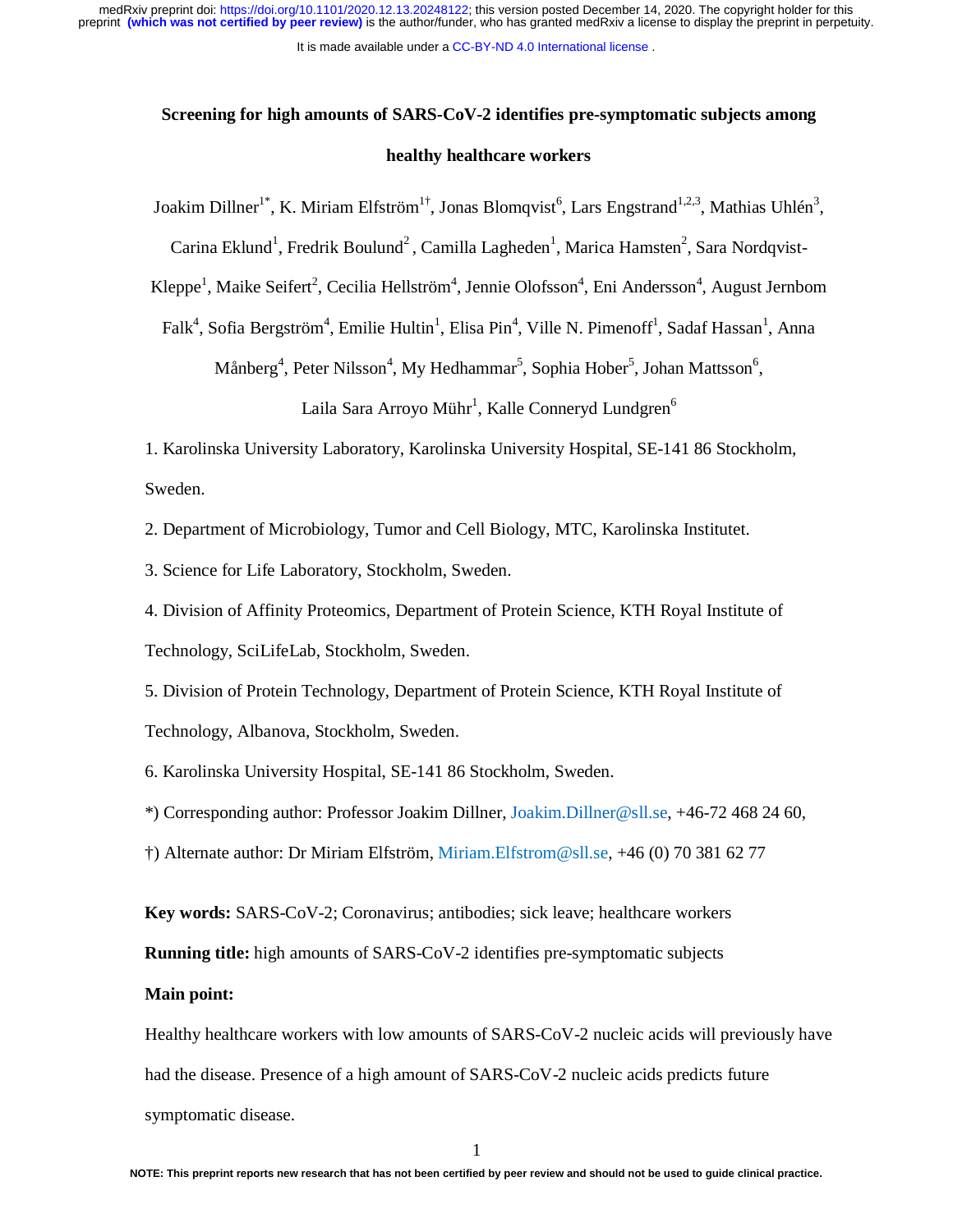# Screening for high amounts of SARS-CoV-2 identifies pre-symptomatic subjects among healthy healthcare workers

Joakim Dillner[1*], K. Miriam Elfström[1†], Jonas Blomqvist[6], Lars Engstrand[1,2,3], Mathias Uhlén[3], Carina Eklund[1], Fredrik Boulund[2], Camilla Lagheden[1], Marica Hamsten[2], Sara Nordqvist-Kleppe[1], Maike Seifert[2], Cecilia Hellström[4], Jennie Olofsson[4], Eni Andersson[4], August Jernbom Falk[4], Sofia Bergström[4], Emilie Hultin[1], Elisa Pin[4], Ville N. Pimenoff[1], Sadaf Hassan[1], Anna Månberg[4], Peter Nilsson[4], My Hedhammar[5], Sophia Hober[5], Johan Mattsson[6], Laila Sara Arroyo Mühr[1], Kalle Conneryd Lundgren[6]

1. Karolinska University Laboratory, Karolinska University Hospital, SE-141 86 Stockholm, Sweden.
2. Department of Microbiology, Tumor and Cell Biology, MTC, Karolinska Institutet.
3. Science for Life Laboratory, Stockholm, Sweden.
4. Division of Affinity Proteomics, Department of Protein Science, KTH Royal Institute of Technology, SciLifeLab, Stockholm, Sweden.
5. Division of Protein Technology, Department of Protein Science, KTH Royal Institute of Technology, Albanova, Stockholm, Sweden.
6. Karolinska University Hospital, SE-141 86 Stockholm, Sweden.

*) Corresponding author: Professor Joakim Dillner, Joakim.Dillner@sll.se, +46-72 468 24 60,

†) Alternate author: Dr Miriam Elfström, Miriam.Elfstrom@sll.se, +46 (0) 70 381 62 77

**Key words:** SARS-CoV-2; Coronavirus; antibodies; sick leave; healthcare workers

**Running title:** high amounts of SARS-CoV-2 identifies pre-symptomatic subjects

**Main point:**

Healthy healthcare workers with low amounts of SARS-CoV-2 nucleic acids will previously have had the disease. Presence of a high amount of SARS-CoV-2 nucleic acids predicts future symptomatic disease.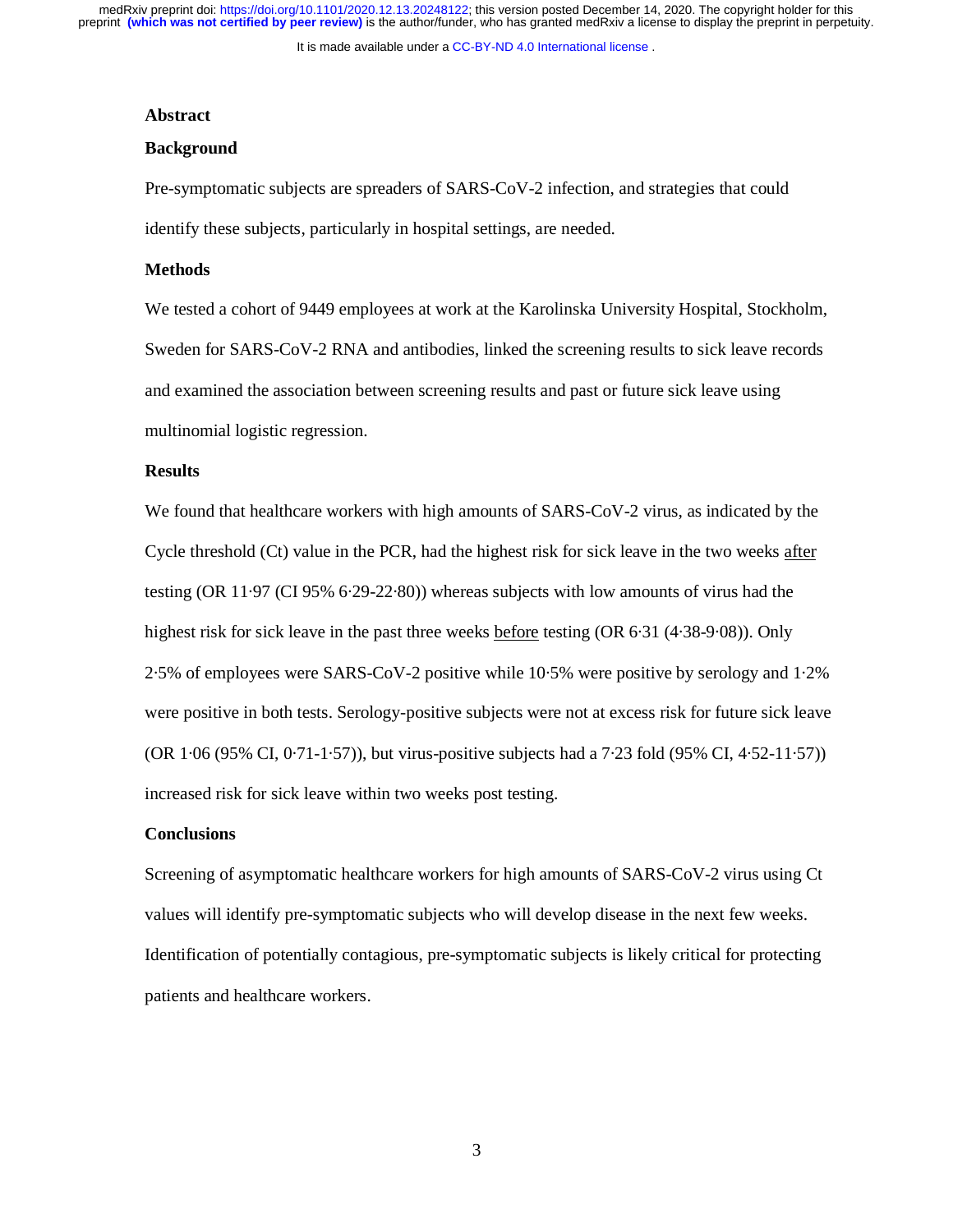## Abstract

### Background

Pre-symptomatic subjects are spreaders of SARS-CoV-2 infection, and strategies that could identify these subjects, particularly in hospital settings, are needed.

### Methods

We tested a cohort of 9449 employees at work at the Karolinska University Hospital, Stockholm, Sweden for SARS-CoV-2 RNA and antibodies, linked the screening results to sick leave records and examined the association between screening results and past or future sick leave using multinomial logistic regression.

### Results

We found that healthcare workers with high amounts of SARS-CoV-2 virus, as indicated by the Cycle threshold (Ct) value in the PCR, had the highest risk for sick leave in the two weeks <u>after</u> testing (OR 11·97 (CI 95% 6·29-22·80)) whereas subjects with low amounts of virus had the highest risk for sick leave in the past three weeks <u>before</u> testing (OR 6·31 (4·38-9·08)). Only 2·5% of employees were SARS-CoV-2 positive while 10·5% were positive by serology and 1·2% were positive in both tests. Serology-positive subjects were not at excess risk for future sick leave (OR 1·06 (95% CI, 0·71-1·57)), but virus-positive subjects had a 7·23 fold (95% CI, 4·52-11·57)) increased risk for sick leave within two weeks post testing.

### Conclusions

Screening of asymptomatic healthcare workers for high amounts of SARS-CoV-2 virus using Ct values will identify pre-symptomatic subjects who will develop disease in the next few weeks. Identification of potentially contagious, pre-symptomatic subjects is likely critical for protecting patients and healthcare workers.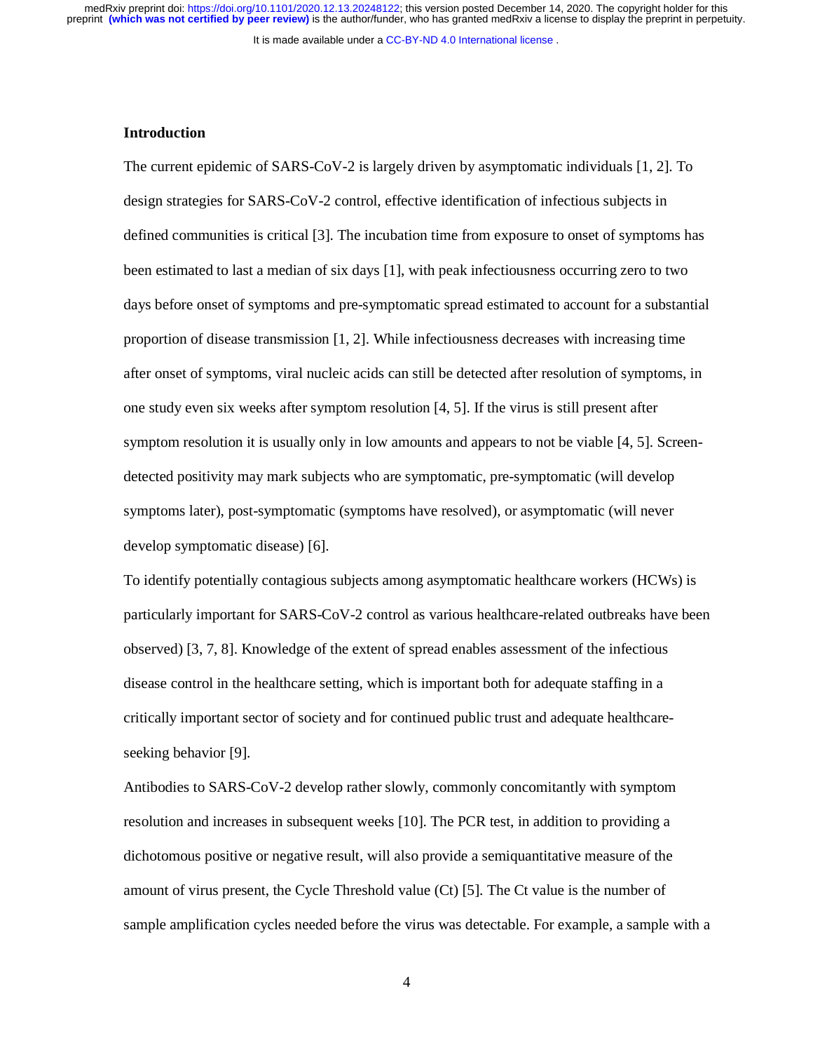## Introduction

The current epidemic of SARS-CoV-2 is largely driven by asymptomatic individuals [1, 2]. To design strategies for SARS-CoV-2 control, effective identification of infectious subjects in defined communities is critical [3]. The incubation time from exposure to onset of symptoms has been estimated to last a median of six days [1], with peak infectiousness occurring zero to two days before onset of symptoms and pre-symptomatic spread estimated to account for a substantial proportion of disease transmission [1, 2]. While infectiousness decreases with increasing time after onset of symptoms, viral nucleic acids can still be detected after resolution of symptoms, in one study even six weeks after symptom resolution [4, 5]. If the virus is still present after symptom resolution it is usually only in low amounts and appears to not be viable [4, 5]. Screen-detected positivity may mark subjects who are symptomatic, pre-symptomatic (will develop symptoms later), post-symptomatic (symptoms have resolved), or asymptomatic (will never develop symptomatic disease) [6].

To identify potentially contagious subjects among asymptomatic healthcare workers (HCWs) is particularly important for SARS-CoV-2 control as various healthcare-related outbreaks have been observed) [3, 7, 8]. Knowledge of the extent of spread enables assessment of the infectious disease control in the healthcare setting, which is important both for adequate staffing in a critically important sector of society and for continued public trust and adequate healthcare-seeking behavior [9].

Antibodies to SARS-CoV-2 develop rather slowly, commonly concomitantly with symptom resolution and increases in subsequent weeks [10]. The PCR test, in addition to providing a dichotomous positive or negative result, will also provide a semiquantitative measure of the amount of virus present, the Cycle Threshold value (Ct) [5]. The Ct value is the number of sample amplification cycles needed before the virus was detectable. For example, a sample with a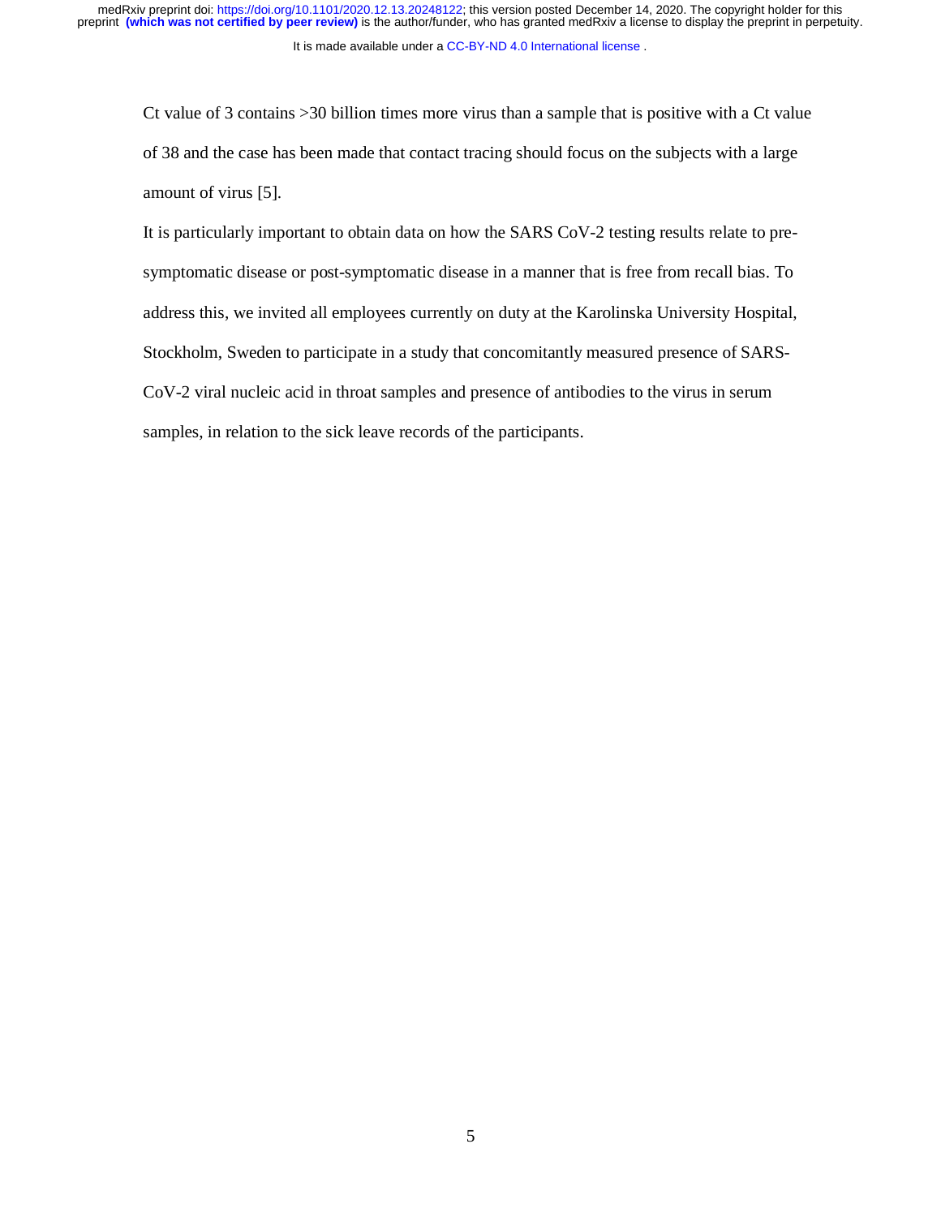Ct value of 3 contains >30 billion times more virus than a sample that is positive with a Ct value of 38 and the case has been made that contact tracing should focus on the subjects with a large amount of virus [5].

It is particularly important to obtain data on how the SARS CoV-2 testing results relate to pre-symptomatic disease or post-symptomatic disease in a manner that is free from recall bias. To address this, we invited all employees currently on duty at the Karolinska University Hospital, Stockholm, Sweden to participate in a study that concomitantly measured presence of SARS-CoV-2 viral nucleic acid in throat samples and presence of antibodies to the virus in serum samples, in relation to the sick leave records of the participants.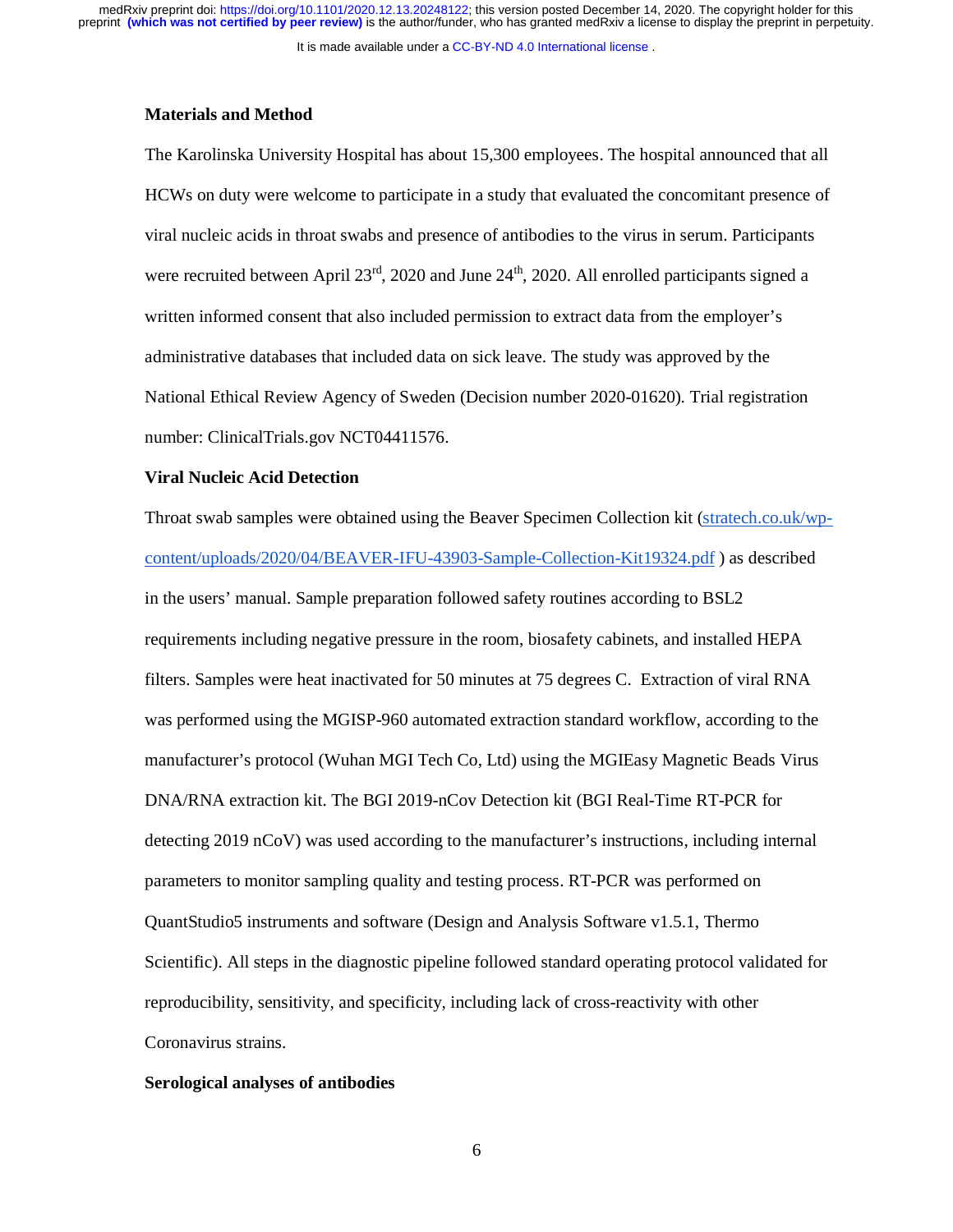## Materials and Method

The Karolinska University Hospital has about 15,300 employees. The hospital announced that all HCWs on duty were welcome to participate in a study that evaluated the concomitant presence of viral nucleic acids in throat swabs and presence of antibodies to the virus in serum. Participants were recruited between April 23rd, 2020 and June 24th, 2020. All enrolled participants signed a written informed consent that also included permission to extract data from the employer's administrative databases that included data on sick leave. The study was approved by the National Ethical Review Agency of Sweden (Decision number 2020-01620). Trial registration number: ClinicalTrials.gov NCT04411576.

### Viral Nucleic Acid Detection

Throat swab samples were obtained using the Beaver Specimen Collection kit (stratech.co.uk/wp-content/uploads/2020/04/BEAVER-IFU-43903-Sample-Collection-Kit19324.pdf ) as described in the users' manual. Sample preparation followed safety routines according to BSL2 requirements including negative pressure in the room, biosafety cabinets, and installed HEPA filters. Samples were heat inactivated for 50 minutes at 75 degrees C. Extraction of viral RNA was performed using the MGISP-960 automated extraction standard workflow, according to the manufacturer's protocol (Wuhan MGI Tech Co, Ltd) using the MGIEasy Magnetic Beads Virus DNA/RNA extraction kit. The BGI 2019-nCov Detection kit (BGI Real-Time RT-PCR for detecting 2019 nCoV) was used according to the manufacturer's instructions, including internal parameters to monitor sampling quality and testing process. RT-PCR was performed on QuantStudio5 instruments and software (Design and Analysis Software v1.5.1, Thermo Scientific). All steps in the diagnostic pipeline followed standard operating protocol validated for reproducibility, sensitivity, and specificity, including lack of cross-reactivity with other Coronavirus strains.

### Serological analyses of antibodies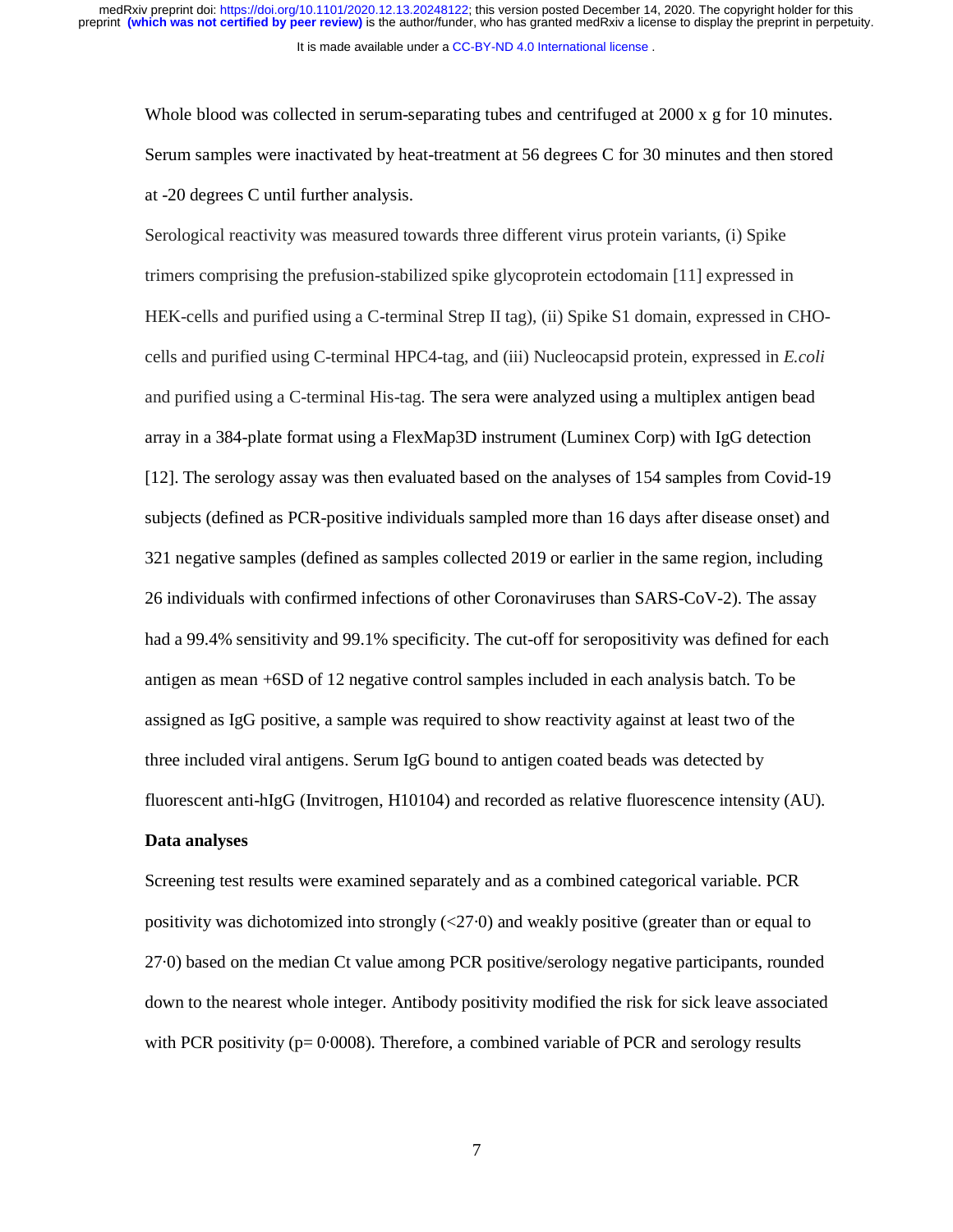Whole blood was collected in serum-separating tubes and centrifuged at 2000 x g for 10 minutes. Serum samples were inactivated by heat-treatment at 56 degrees C for 30 minutes and then stored at -20 degrees C until further analysis.

Serological reactivity was measured towards three different virus protein variants, (i) Spike trimers comprising the prefusion-stabilized spike glycoprotein ectodomain [11] expressed in HEK-cells and purified using a C-terminal Strep II tag), (ii) Spike S1 domain, expressed in CHO-cells and purified using C-terminal HPC4-tag, and (iii) Nucleocapsid protein, expressed in *E.coli* and purified using a C-terminal His-tag. The sera were analyzed using a multiplex antigen bead array in a 384-plate format using a FlexMap3D instrument (Luminex Corp) with IgG detection [12]. The serology assay was then evaluated based on the analyses of 154 samples from Covid-19 subjects (defined as PCR-positive individuals sampled more than 16 days after disease onset) and 321 negative samples (defined as samples collected 2019 or earlier in the same region, including 26 individuals with confirmed infections of other Coronaviruses than SARS-CoV-2). The assay had a 99.4% sensitivity and 99.1% specificity. The cut-off for seropositivity was defined for each antigen as mean +6SD of 12 negative control samples included in each analysis batch. To be assigned as IgG positive, a sample was required to show reactivity against at least two of the three included viral antigens. Serum IgG bound to antigen coated beads was detected by fluorescent anti-hIgG (Invitrogen, H10104) and recorded as relative fluorescence intensity (AU).

### Data analyses

Screening test results were examined separately and as a combined categorical variable. PCR positivity was dichotomized into strongly (<27·0) and weakly positive (greater than or equal to 27·0) based on the median Ct value among PCR positive/serology negative participants, rounded down to the nearest whole integer. Antibody positivity modified the risk for sick leave associated with PCR positivity (p= 0·0008). Therefore, a combined variable of PCR and serology results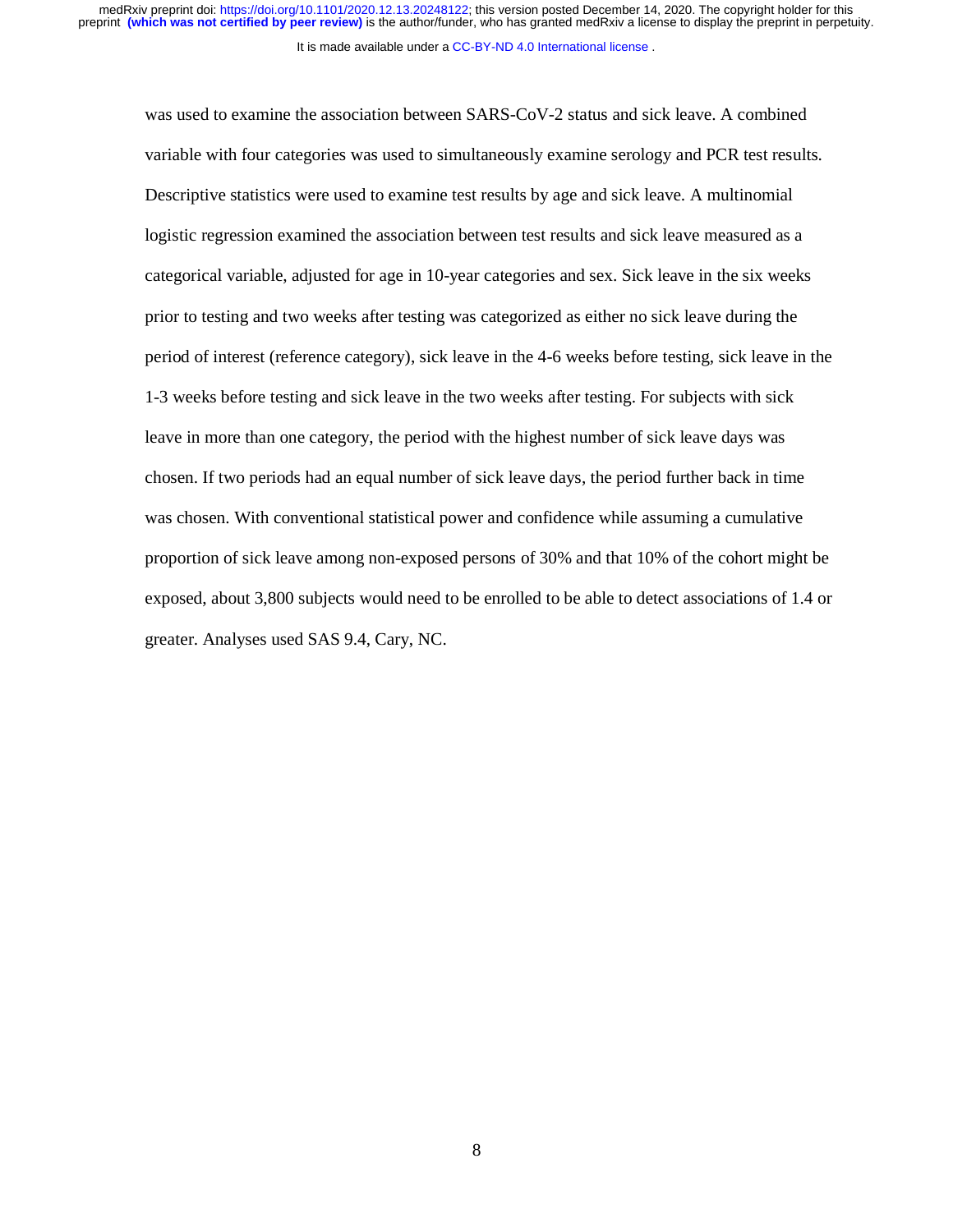was used to examine the association between SARS-CoV-2 status and sick leave. A combined variable with four categories was used to simultaneously examine serology and PCR test results. Descriptive statistics were used to examine test results by age and sick leave. A multinomial logistic regression examined the association between test results and sick leave measured as a categorical variable, adjusted for age in 10-year categories and sex. Sick leave in the six weeks prior to testing and two weeks after testing was categorized as either no sick leave during the period of interest (reference category), sick leave in the 4-6 weeks before testing, sick leave in the 1-3 weeks before testing and sick leave in the two weeks after testing. For subjects with sick leave in more than one category, the period with the highest number of sick leave days was chosen. If two periods had an equal number of sick leave days, the period further back in time was chosen. With conventional statistical power and confidence while assuming a cumulative proportion of sick leave among non-exposed persons of 30% and that 10% of the cohort might be exposed, about 3,800 subjects would need to be enrolled to be able to detect associations of 1.4 or greater. Analyses used SAS 9.4, Cary, NC.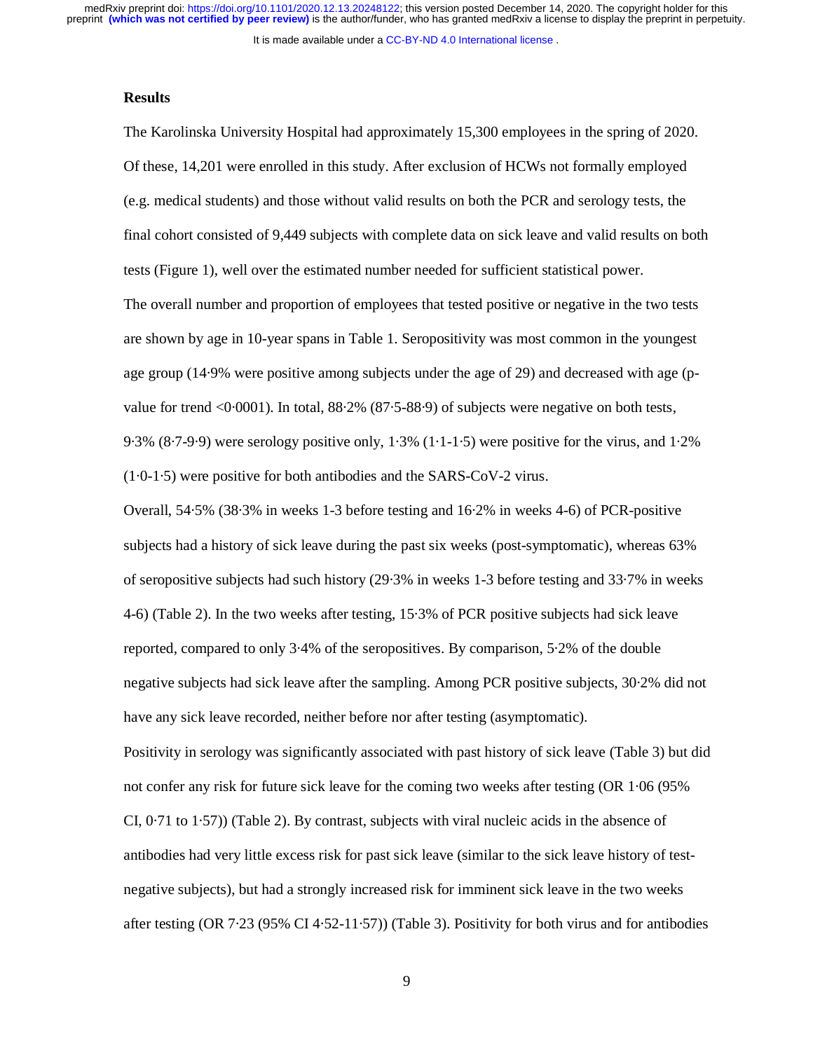## Results

The Karolinska University Hospital had approximately 15,300 employees in the spring of 2020. Of these, 14,201 were enrolled in this study. After exclusion of HCWs not formally employed (e.g. medical students) and those without valid results on both the PCR and serology tests, the final cohort consisted of 9,449 subjects with complete data on sick leave and valid results on both tests (Figure 1), well over the estimated number needed for sufficient statistical power.

The overall number and proportion of employees that tested positive or negative in the two tests are shown by age in 10-year spans in Table 1. Seropositivity was most common in the youngest age group (14·9% were positive among subjects under the age of 29) and decreased with age (p-value for trend <0·0001). In total, 88·2% (87·5-88·9) of subjects were negative on both tests, 9·3% (8·7-9·9) were serology positive only, 1·3% (1·1-1·5) were positive for the virus, and 1·2% (1·0-1·5) were positive for both antibodies and the SARS-CoV-2 virus.

Overall, 54·5% (38·3% in weeks 1-3 before testing and 16·2% in weeks 4-6) of PCR-positive subjects had a history of sick leave during the past six weeks (post-symptomatic), whereas 63% of seropositive subjects had such history (29·3% in weeks 1-3 before testing and 33·7% in weeks 4-6) (Table 2). In the two weeks after testing, 15·3% of PCR positive subjects had sick leave reported, compared to only 3·4% of the seropositives. By comparison, 5·2% of the double negative subjects had sick leave after the sampling. Among PCR positive subjects, 30·2% did not have any sick leave recorded, neither before nor after testing (asymptomatic).

Positivity in serology was significantly associated with past history of sick leave (Table 3) but did not confer any risk for future sick leave for the coming two weeks after testing (OR 1·06 (95% CI, 0·71 to 1·57)) (Table 2). By contrast, subjects with viral nucleic acids in the absence of antibodies had very little excess risk for past sick leave (similar to the sick leave history of test-negative subjects), but had a strongly increased risk for imminent sick leave in the two weeks after testing (OR 7·23 (95% CI 4·52-11·57)) (Table 3). Positivity for both virus and for antibodies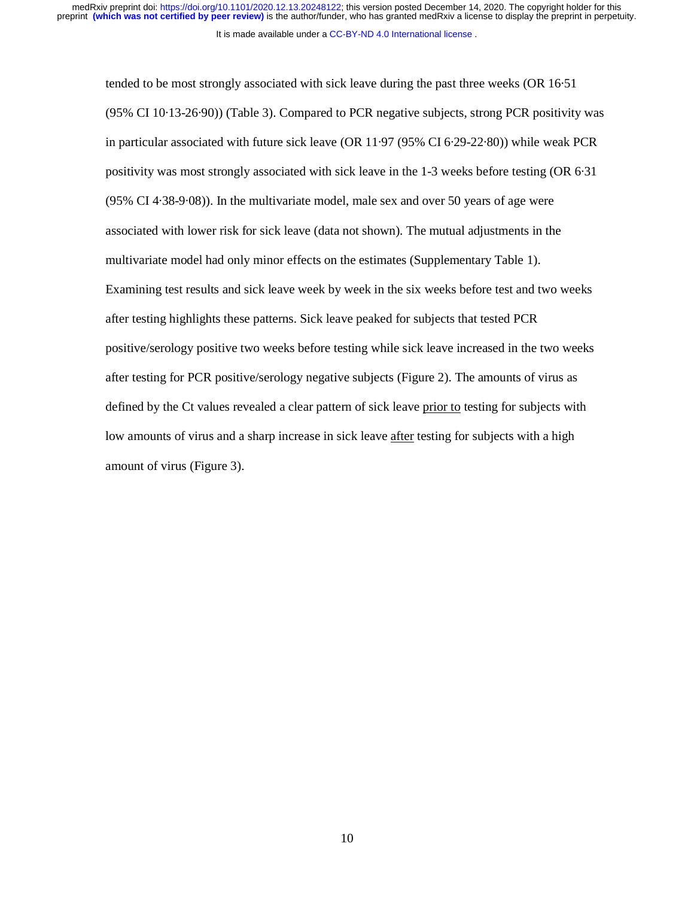tended to be most strongly associated with sick leave during the past three weeks (OR 16·51 (95% CI 10·13-26·90)) (Table 3). Compared to PCR negative subjects, strong PCR positivity was in particular associated with future sick leave (OR 11·97 (95% CI 6·29-22·80)) while weak PCR positivity was most strongly associated with sick leave in the 1-3 weeks before testing (OR 6·31 (95% CI 4·38-9·08)). In the multivariate model, male sex and over 50 years of age were associated with lower risk for sick leave (data not shown). The mutual adjustments in the multivariate model had only minor effects on the estimates (Supplementary Table 1). Examining test results and sick leave week by week in the six weeks before test and two weeks after testing highlights these patterns. Sick leave peaked for subjects that tested PCR positive/serology positive two weeks before testing while sick leave increased in the two weeks after testing for PCR positive/serology negative subjects (Figure 2). The amounts of virus as defined by the Ct values revealed a clear pattern of sick leave prior to testing for subjects with low amounts of virus and a sharp increase in sick leave after testing for subjects with a high amount of virus (Figure 3).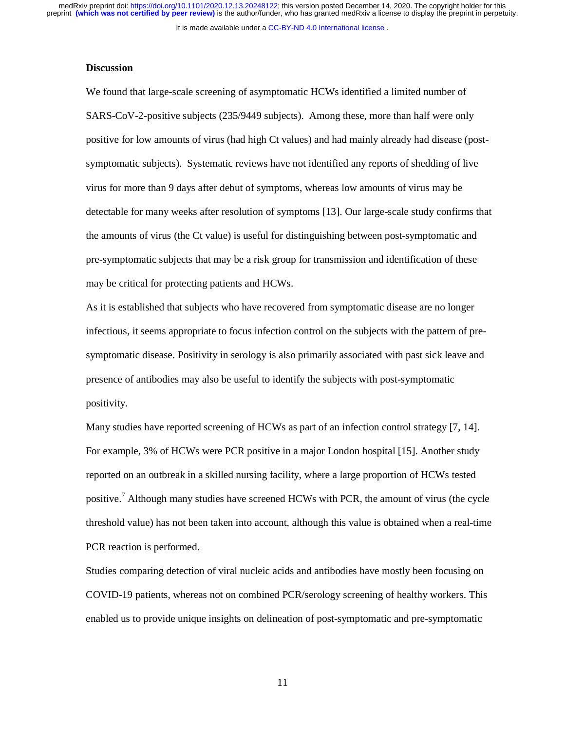## Discussion

We found that large-scale screening of asymptomatic HCWs identified a limited number of SARS-CoV-2-positive subjects (235/9449 subjects). Among these, more than half were only positive for low amounts of virus (had high Ct values) and had mainly already had disease (post-symptomatic subjects). Systematic reviews have not identified any reports of shedding of live virus for more than 9 days after debut of symptoms, whereas low amounts of virus may be detectable for many weeks after resolution of symptoms [13]. Our large-scale study confirms that the amounts of virus (the Ct value) is useful for distinguishing between post-symptomatic and pre-symptomatic subjects that may be a risk group for transmission and identification of these may be critical for protecting patients and HCWs.

As it is established that subjects who have recovered from symptomatic disease are no longer infectious, it seems appropriate to focus infection control on the subjects with the pattern of pre-symptomatic disease. Positivity in serology is also primarily associated with past sick leave and presence of antibodies may also be useful to identify the subjects with post-symptomatic positivity.

Many studies have reported screening of HCWs as part of an infection control strategy [7, 14]. For example, 3% of HCWs were PCR positive in a major London hospital [15]. Another study reported on an outbreak in a skilled nursing facility, where a large proportion of HCWs tested positive.[7] Although many studies have screened HCWs with PCR, the amount of virus (the cycle threshold value) has not been taken into account, although this value is obtained when a real-time PCR reaction is performed.

Studies comparing detection of viral nucleic acids and antibodies have mostly been focusing on COVID-19 patients, whereas not on combined PCR/serology screening of healthy workers. This enabled us to provide unique insights on delineation of post-symptomatic and pre-symptomatic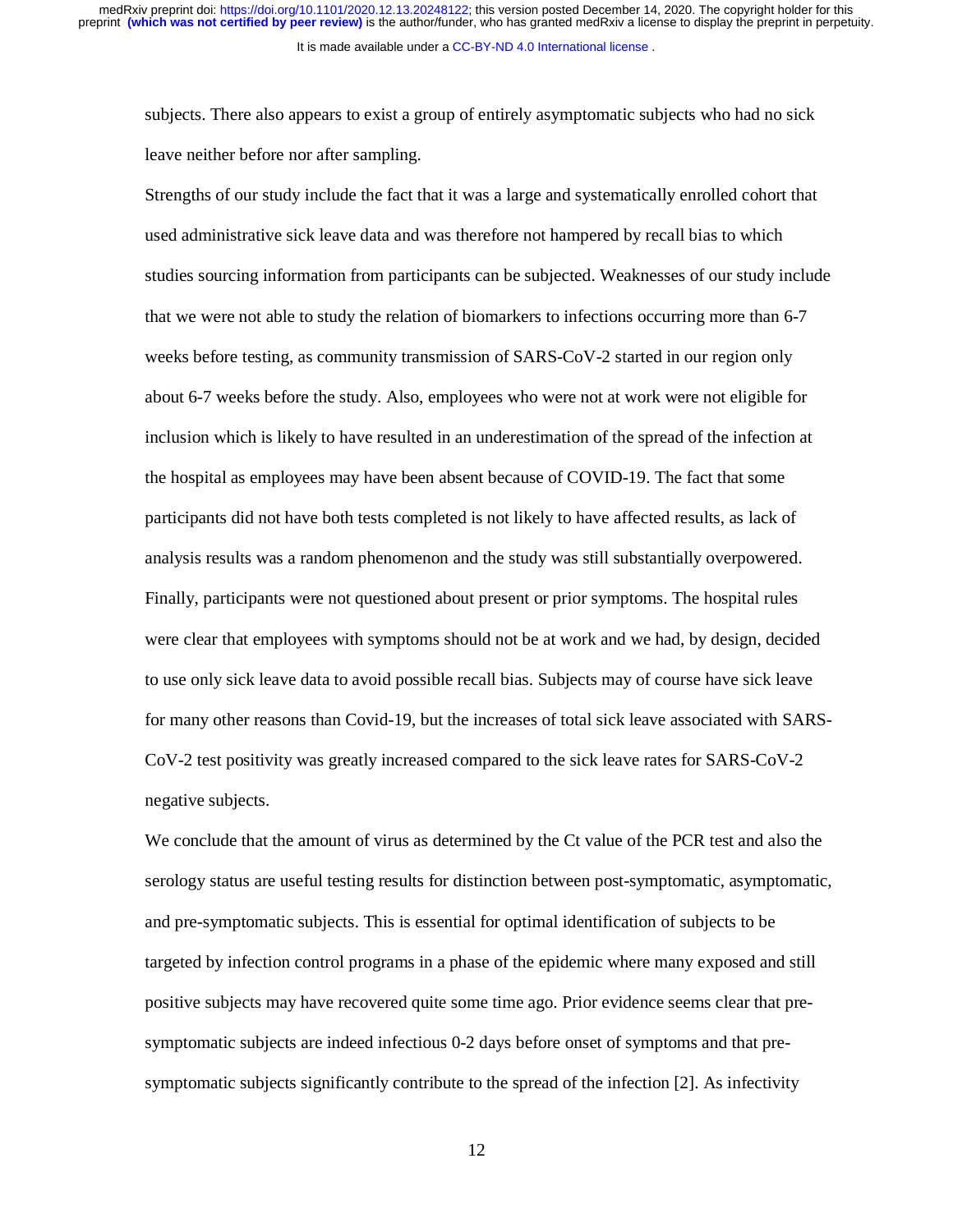subjects. There also appears to exist a group of entirely asymptomatic subjects who had no sick leave neither before nor after sampling.

Strengths of our study include the fact that it was a large and systematically enrolled cohort that used administrative sick leave data and was therefore not hampered by recall bias to which studies sourcing information from participants can be subjected. Weaknesses of our study include that we were not able to study the relation of biomarkers to infections occurring more than 6-7 weeks before testing, as community transmission of SARS-CoV-2 started in our region only about 6-7 weeks before the study. Also, employees who were not at work were not eligible for inclusion which is likely to have resulted in an underestimation of the spread of the infection at the hospital as employees may have been absent because of COVID-19. The fact that some participants did not have both tests completed is not likely to have affected results, as lack of analysis results was a random phenomenon and the study was still substantially overpowered. Finally, participants were not questioned about present or prior symptoms. The hospital rules were clear that employees with symptoms should not be at work and we had, by design, decided to use only sick leave data to avoid possible recall bias. Subjects may of course have sick leave for many other reasons than Covid-19, but the increases of total sick leave associated with SARS-CoV-2 test positivity was greatly increased compared to the sick leave rates for SARS-CoV-2 negative subjects.

We conclude that the amount of virus as determined by the Ct value of the PCR test and also the serology status are useful testing results for distinction between post-symptomatic, asymptomatic, and pre-symptomatic subjects. This is essential for optimal identification of subjects to be targeted by infection control programs in a phase of the epidemic where many exposed and still positive subjects may have recovered quite some time ago. Prior evidence seems clear that pre-symptomatic subjects are indeed infectious 0-2 days before onset of symptoms and that pre-symptomatic subjects significantly contribute to the spread of the infection [2]. As infectivity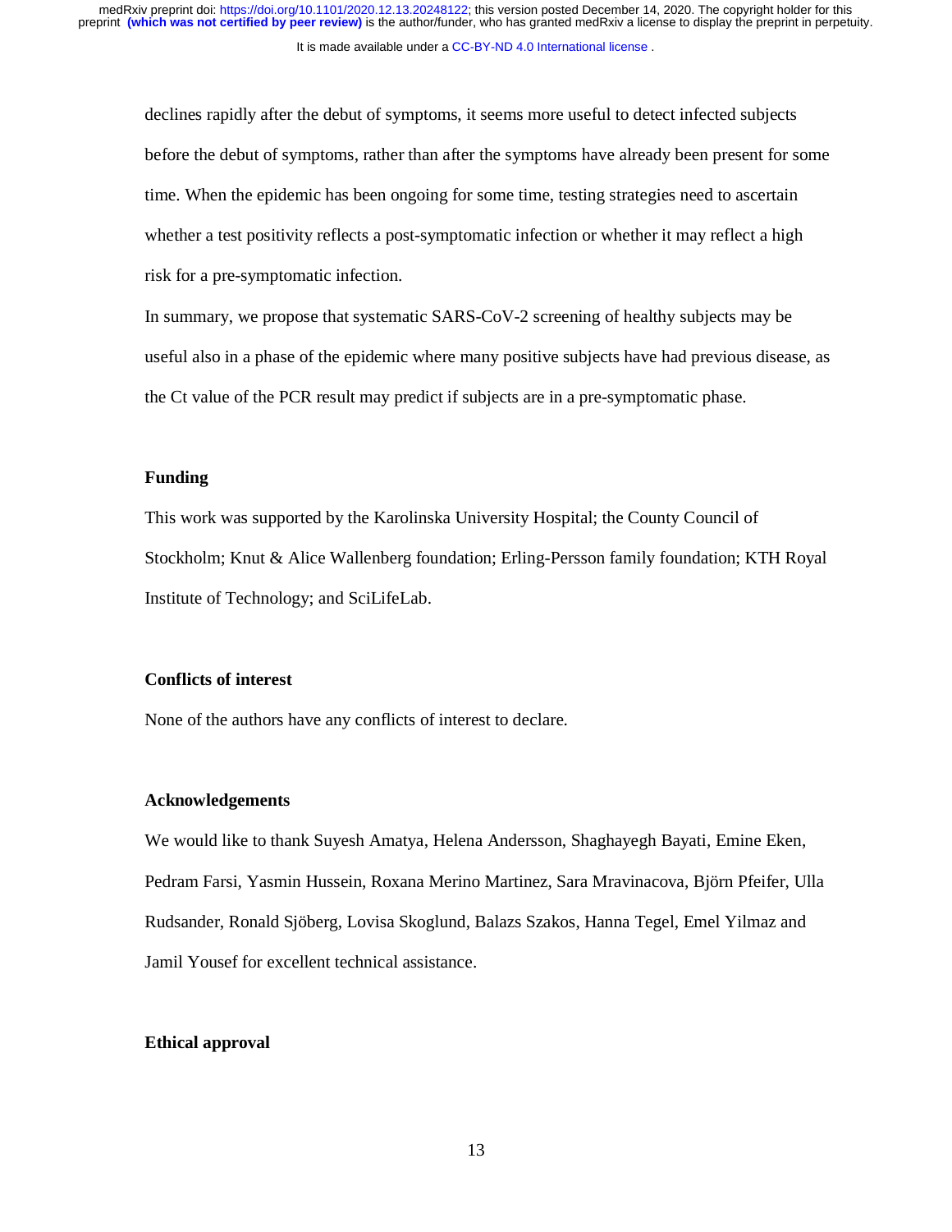declines rapidly after the debut of symptoms, it seems more useful to detect infected subjects before the debut of symptoms, rather than after the symptoms have already been present for some time. When the epidemic has been ongoing for some time, testing strategies need to ascertain whether a test positivity reflects a post-symptomatic infection or whether it may reflect a high risk for a pre-symptomatic infection.

In summary, we propose that systematic SARS-CoV-2 screening of healthy subjects may be useful also in a phase of the epidemic where many positive subjects have had previous disease, as the Ct value of the PCR result may predict if subjects are in a pre-symptomatic phase.

## Funding

This work was supported by the Karolinska University Hospital; the County Council of Stockholm; Knut & Alice Wallenberg foundation; Erling-Persson family foundation; KTH Royal Institute of Technology; and SciLifeLab.

## Conflicts of interest

None of the authors have any conflicts of interest to declare.

## Acknowledgements

We would like to thank Suyesh Amatya, Helena Andersson, Shaghayegh Bayati, Emine Eken, Pedram Farsi, Yasmin Hussein, Roxana Merino Martinez, Sara Mravinacova, Björn Pfeifer, Ulla Rudsander, Ronald Sjöberg, Lovisa Skoglund, Balazs Szakos, Hanna Tegel, Emel Yilmaz and Jamil Yousef for excellent technical assistance.

## Ethical approval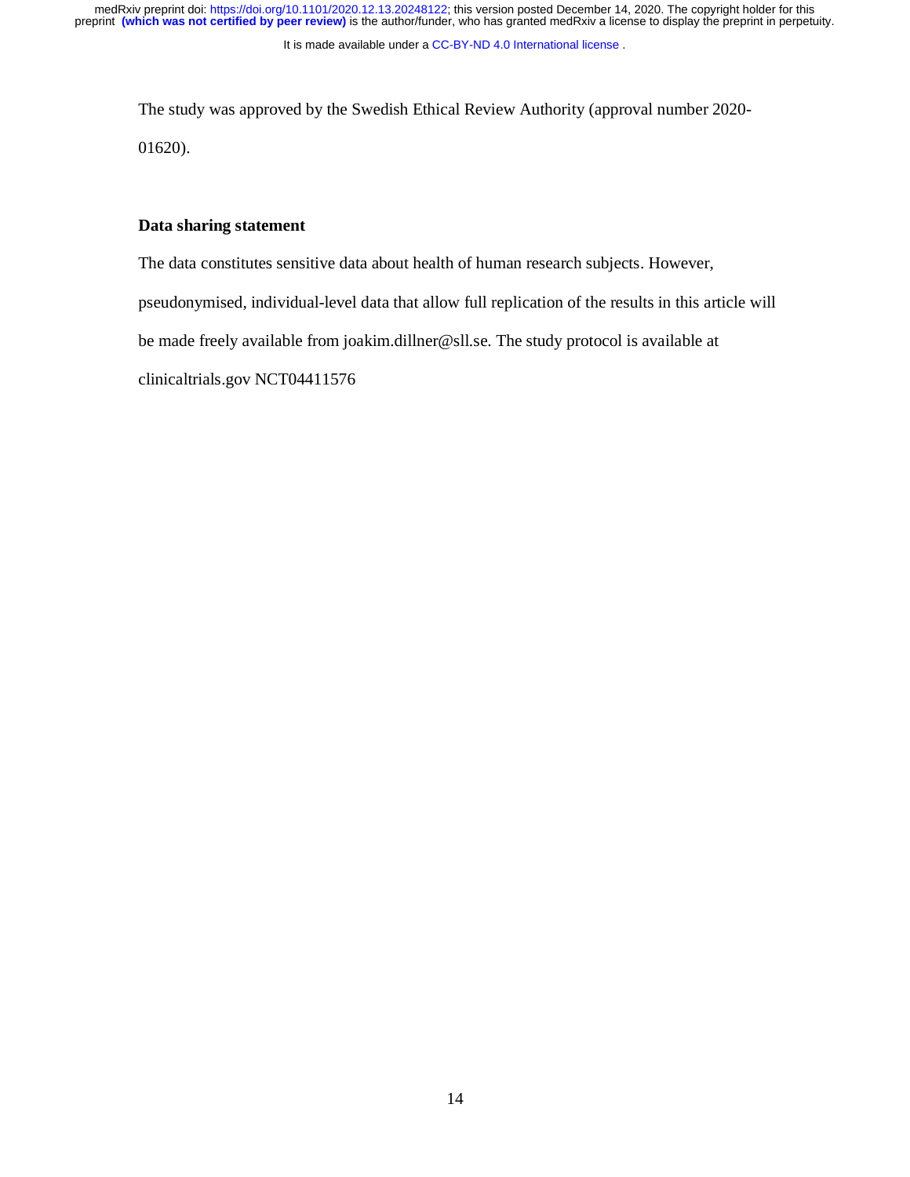The study was approved by the Swedish Ethical Review Authority (approval number 2020-01620).

**Data sharing statement**

The data constitutes sensitive data about health of human research subjects. However, pseudonymised, individual-level data that allow full replication of the results in this article will be made freely available from joakim.dillner@sll.se. The study protocol is available at clinicaltrials.gov NCT04411576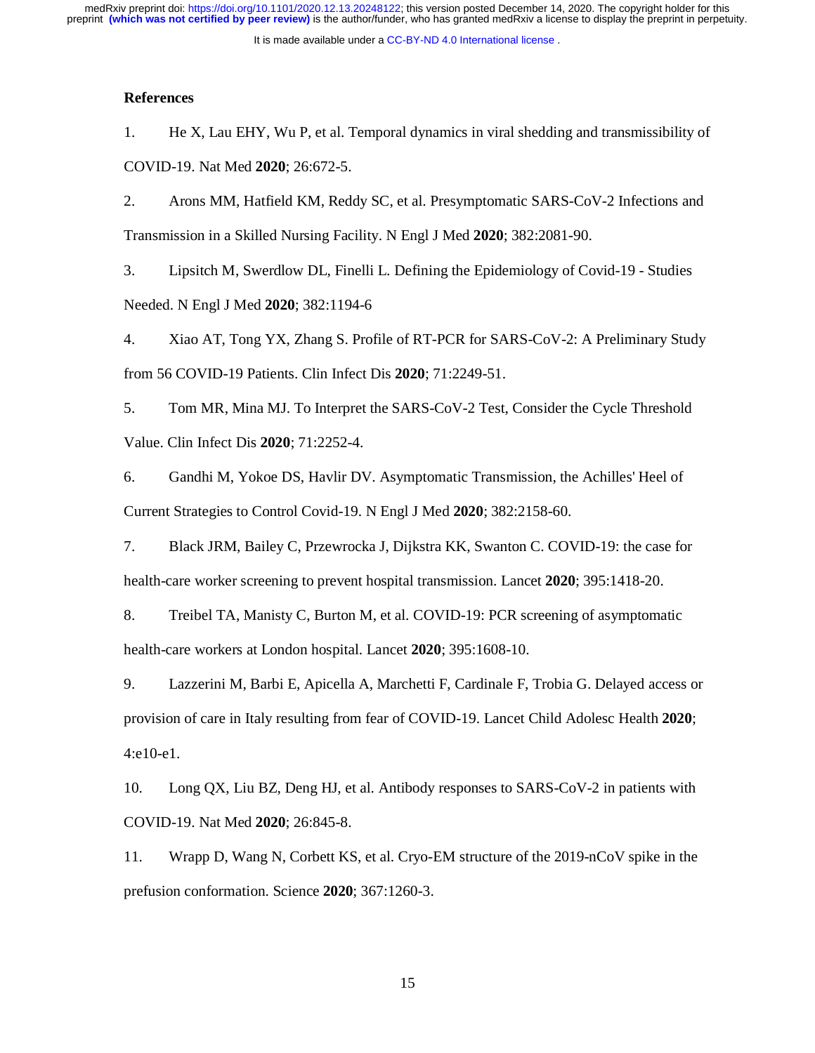## References

1. He X, Lau EHY, Wu P, et al. Temporal dynamics in viral shedding and transmissibility of COVID-19. Nat Med **2020**; 26:672-5.

2. Arons MM, Hatfield KM, Reddy SC, et al. Presymptomatic SARS-CoV-2 Infections and Transmission in a Skilled Nursing Facility. N Engl J Med **2020**; 382:2081-90.

3. Lipsitch M, Swerdlow DL, Finelli L. Defining the Epidemiology of Covid-19 - Studies Needed. N Engl J Med **2020**; 382:1194-6

4. Xiao AT, Tong YX, Zhang S. Profile of RT-PCR for SARS-CoV-2: A Preliminary Study from 56 COVID-19 Patients. Clin Infect Dis **2020**; 71:2249-51.

5. Tom MR, Mina MJ. To Interpret the SARS-CoV-2 Test, Consider the Cycle Threshold Value. Clin Infect Dis **2020**; 71:2252-4.

6. Gandhi M, Yokoe DS, Havlir DV. Asymptomatic Transmission, the Achilles' Heel of Current Strategies to Control Covid-19. N Engl J Med **2020**; 382:2158-60.

7. Black JRM, Bailey C, Przewrocka J, Dijkstra KK, Swanton C. COVID-19: the case for health-care worker screening to prevent hospital transmission. Lancet **2020**; 395:1418-20.

8. Treibel TA, Manisty C, Burton M, et al. COVID-19: PCR screening of asymptomatic health-care workers at London hospital. Lancet **2020**; 395:1608-10.

9. Lazzerini M, Barbi E, Apicella A, Marchetti F, Cardinale F, Trobia G. Delayed access or provision of care in Italy resulting from fear of COVID-19. Lancet Child Adolesc Health **2020**; 4:e10-e1.

10. Long QX, Liu BZ, Deng HJ, et al. Antibody responses to SARS-CoV-2 in patients with COVID-19. Nat Med **2020**; 26:845-8.

11. Wrapp D, Wang N, Corbett KS, et al. Cryo-EM structure of the 2019-nCoV spike in the prefusion conformation. Science **2020**; 367:1260-3.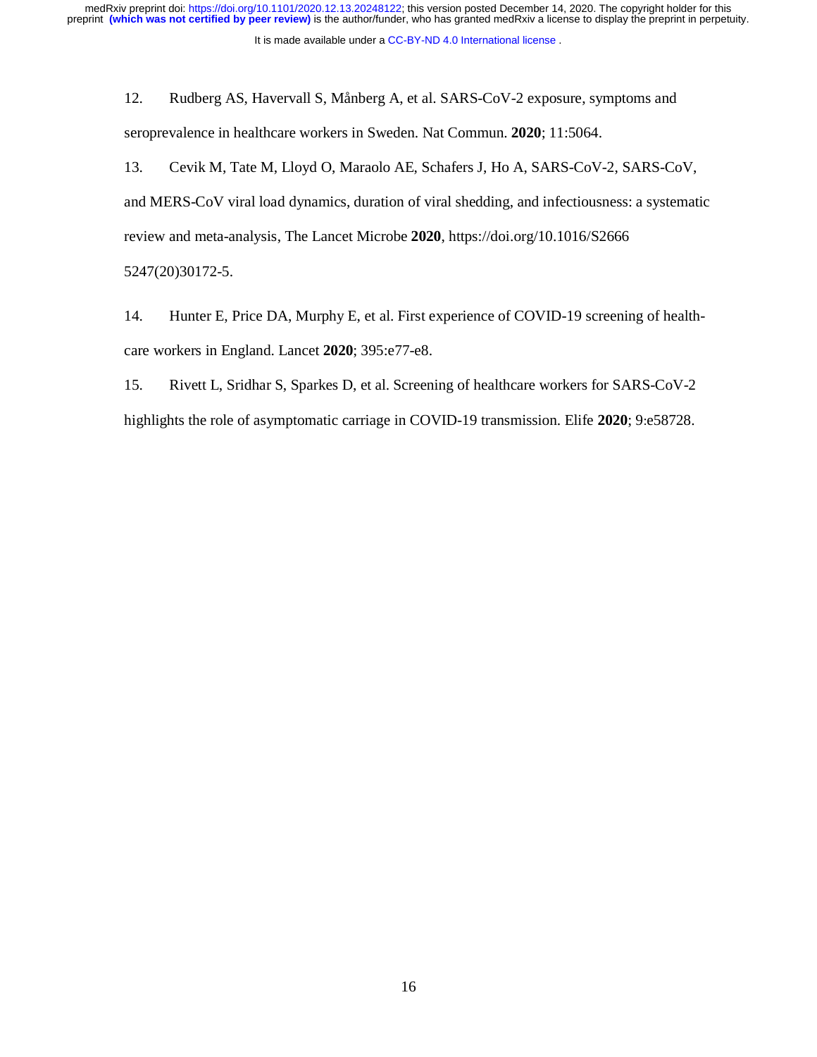12. Rudberg AS, Havervall S, Månberg A, et al. SARS-CoV-2 exposure, symptoms and seroprevalence in healthcare workers in Sweden. Nat Commun. **2020**; 11:5064.

13. Cevik M, Tate M, Lloyd O, Maraolo AE, Schafers J, Ho A, SARS-CoV-2, SARS-CoV, and MERS-CoV viral load dynamics, duration of viral shedding, and infectiousness: a systematic review and meta-analysis, The Lancet Microbe **2020**, https://doi.org/10.1016/S2666 5247(20)30172-5.

14. Hunter E, Price DA, Murphy E, et al. First experience of COVID-19 screening of health-care workers in England. Lancet **2020**; 395:e77-e8.

15. Rivett L, Sridhar S, Sparkes D, et al. Screening of healthcare workers for SARS-CoV-2 highlights the role of asymptomatic carriage in COVID-19 transmission. Elife **2020**; 9:e58728.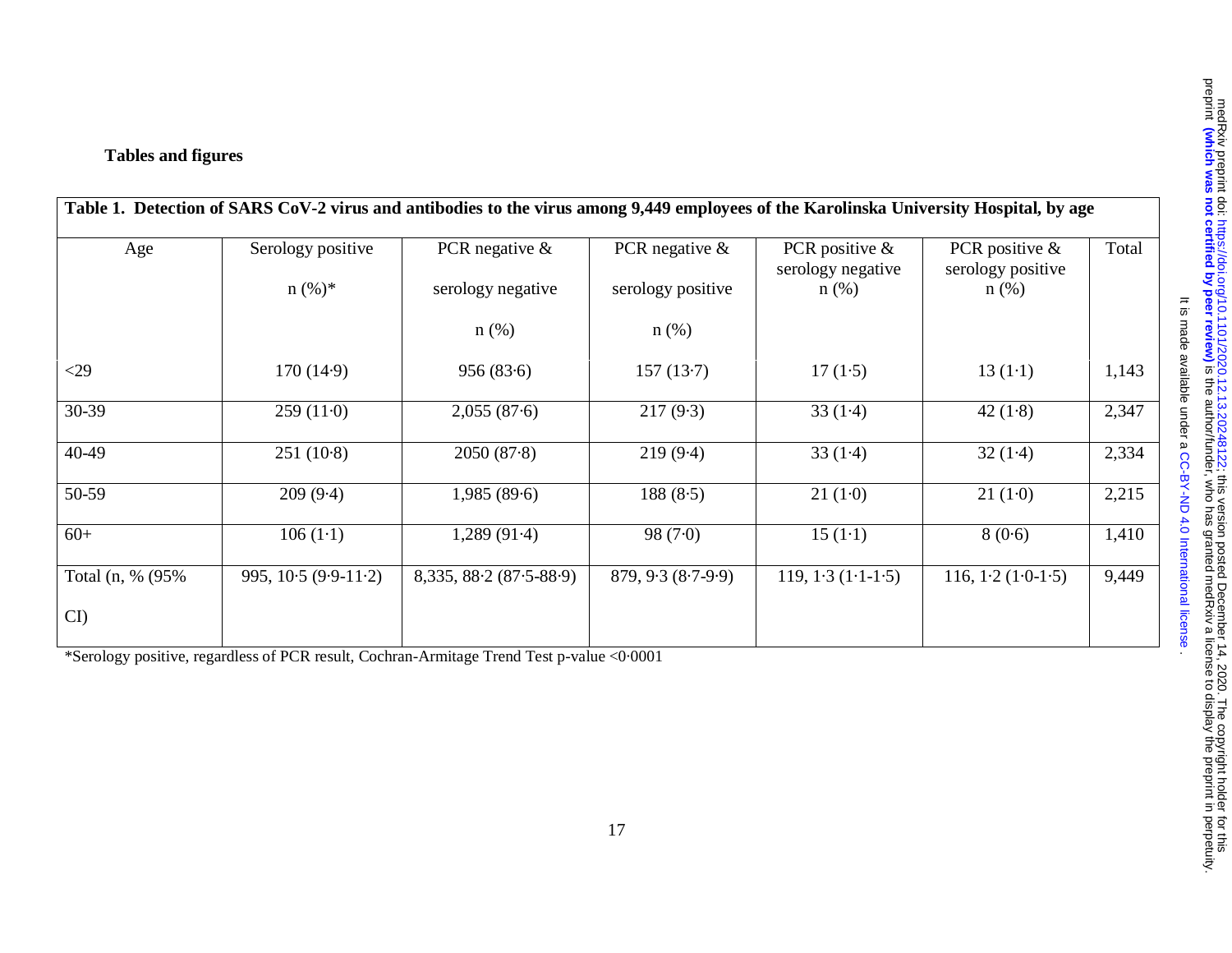**Tables and figures**

**Table 1. Detection of SARS CoV-2 virus and antibodies to the virus among 9,449 employees of the Karolinska University Hospital, by age**

| Age | Serology positive n (%)* | PCR negative & serology negative n (%) | PCR negative & serology positive n (%) | PCR positive & serology negative n (%) | PCR positive & serology positive n (%) | Total |
|---|---|---|---|---|---|---|
| <29 | 170 (14·9) | 956 (83·6) | 157 (13·7) | 17 (1·5) | 13 (1·1) | 1,143 |
| 30-39 | 259 (11·0) | 2,055 (87·6) | 217 (9·3) | 33 (1·4) | 42 (1·8) | 2,347 |
| 40-49 | 251 (10·8) | 2050 (87·8) | 219 (9·4) | 33 (1·4) | 32 (1·4) | 2,334 |
| 50-59 | 209 (9·4) | 1,985 (89·6) | 188 (8·5) | 21 (1·0) | 21 (1·0) | 2,215 |
| 60+ | 106 (1·1) | 1,289 (91·4) | 98 (7·0) | 15 (1·1) | 8 (0·6) | 1,410 |
| Total (n, % (95% CI) | 995, 10·5 (9·9-11·2) | 8,335, 88·2 (87·5-88·9) | 879, 9·3 (8·7-9·9) | 119, 1·3 (1·1-1·5) | 116, 1·2 (1·0-1·5) | 9,449 |

*Serology positive, regardless of PCR result, Cochran-Armitage Trend Test p-value <0·0001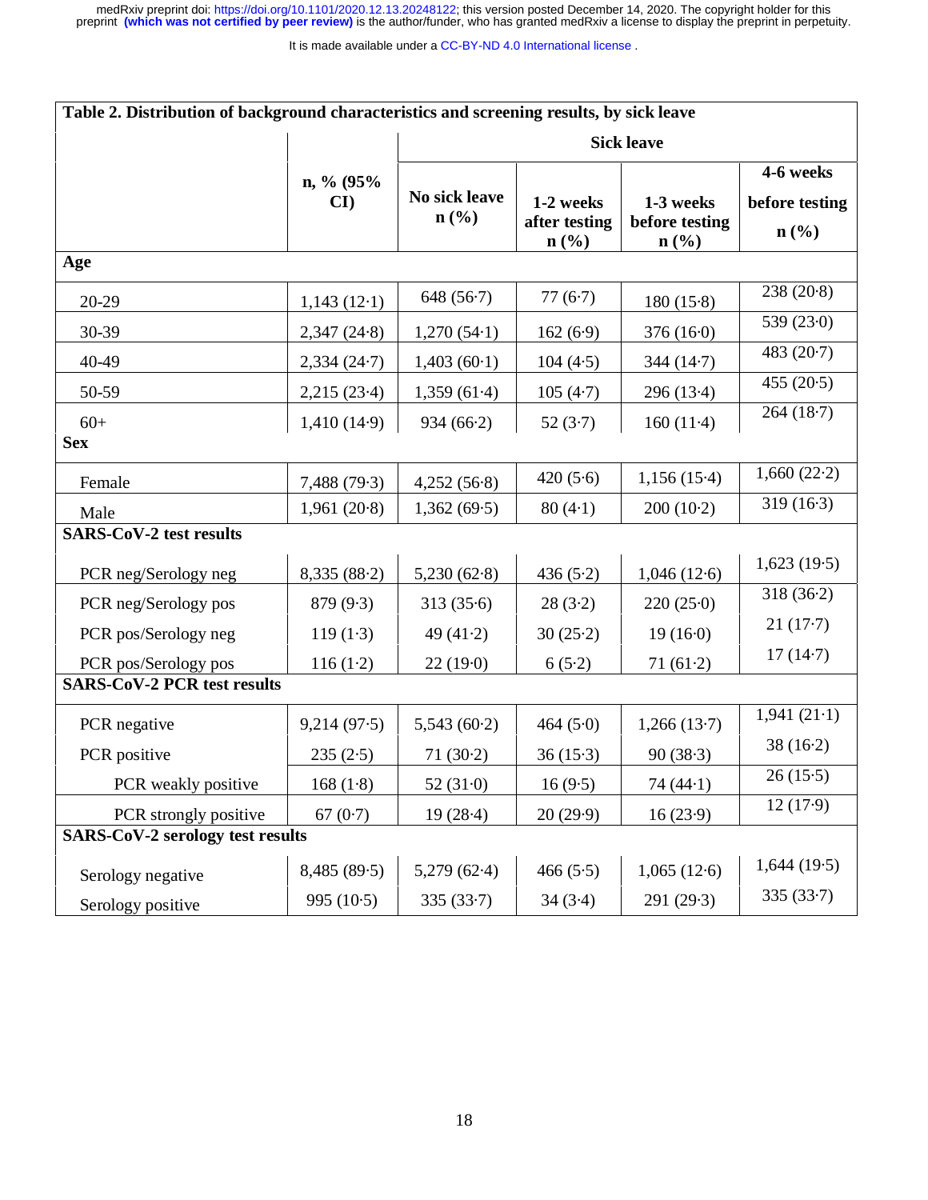| Table 2. Distribution of background characteristics and screening results, by sick leave | | | | | |
|---|---|---|---|---|---|
| | | Sick leave | | | |
| | n, % (95% CI) | No sick leave n (%) | 1-2 weeks after testing n (%) | 1-3 weeks before testing n (%) | 4-6 weeks before testing n (%) |
| **Age** | | | | | |
| 20-29 | 1,143 (12·1) | 648 (56·7) | 77 (6·7) | 180 (15·8) | 238 (20·8) |
| 30-39 | 2,347 (24·8) | 1,270 (54·1) | 162 (6·9) | 376 (16·0) | 539 (23·0) |
| 40-49 | 2,334 (24·7) | 1,403 (60·1) | 104 (4·5) | 344 (14·7) | 483 (20·7) |
| 50-59 | 2,215 (23·4) | 1,359 (61·4) | 105 (4·7) | 296 (13·4) | 455 (20·5) |
| 60+ | 1,410 (14·9) | 934 (66·2) | 52 (3·7) | 160 (11·4) | 264 (18·7) |
| **Sex** | | | | | |
| Female | 7,488 (79·3) | 4,252 (56·8) | 420 (5·6) | 1,156 (15·4) | 1,660 (22·2) |
| Male | 1,961 (20·8) | 1,362 (69·5) | 80 (4·1) | 200 (10·2) | 319 (16·3) |
| **SARS-CoV-2 test results** | | | | | |
| PCR neg/Serology neg | 8,335 (88·2) | 5,230 (62·8) | 436 (5·2) | 1,046 (12·6) | 1,623 (19·5) |
| PCR neg/Serology pos | 879 (9·3) | 313 (35·6) | 28 (3·2) | 220 (25·0) | 318 (36·2) |
| PCR pos/Serology neg | 119 (1·3) | 49 (41·2) | 30 (25·2) | 19 (16·0) | 21 (17·7) |
| PCR pos/Serology pos | 116 (1·2) | 22 (19·0) | 6 (5·2) | 71 (61·2) | 17 (14·7) |
| **SARS-CoV-2 PCR test results** | | | | | |
| PCR negative | 9,214 (97·5) | 5,543 (60·2) | 464 (5·0) | 1,266 (13·7) | 1,941 (21·1) |
| PCR positive | 235 (2·5) | 71 (30·2) | 36 (15·3) | 90 (38·3) | 38 (16·2) |
| PCR weakly positive | 168 (1·8) | 52 (31·0) | 16 (9·5) | 74 (44·1) | 26 (15·5) |
| PCR strongly positive | 67 (0·7) | 19 (28·4) | 20 (29·9) | 16 (23·9) | 12 (17·9) |
| **SARS-CoV-2 serology test results** | | | | | |
| Serology negative | 8,485 (89·5) | 5,279 (62·4) | 466 (5·5) | 1,065 (12·6) | 1,644 (19·5) |
| Serology positive | 995 (10·5) | 335 (33·7) | 34 (3·4) | 291 (29·3) | 335 (33·7) |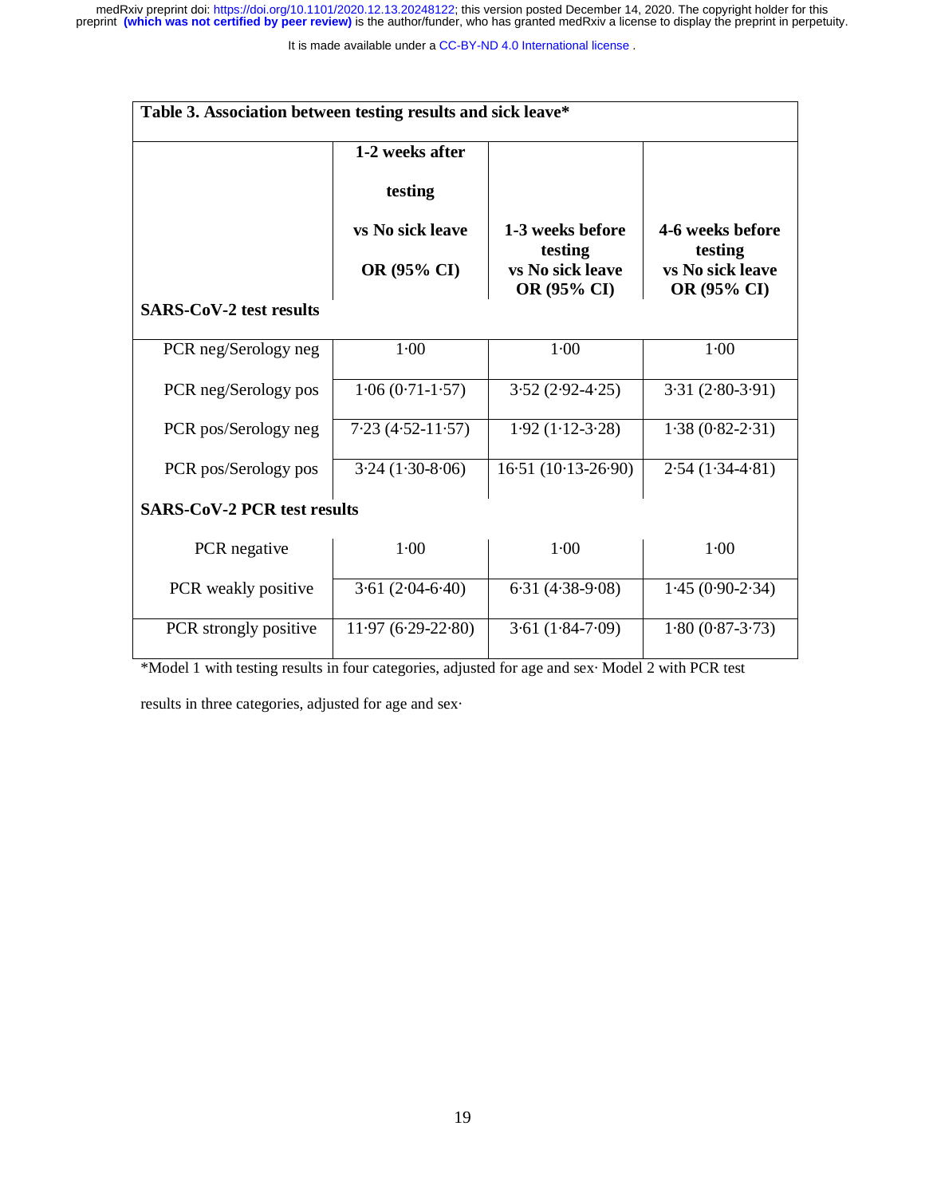**Table 3. Association between testing results and sick leave***

| | 1-2 weeks after testing vs No sick leave OR (95% CI) | 1-3 weeks before testing vs No sick leave OR (95% CI) | 4-6 weeks before testing vs No sick leave OR (95% CI) |
|---|---|---|---|
| **SARS-CoV-2 test results** | | | |
| PCR neg/Serology neg | 1·00 | 1·00 | 1·00 |
| PCR neg/Serology pos | 1·06 (0·71-1·57) | 3·52 (2·92-4·25) | 3·31 (2·80-3·91) |
| PCR pos/Serology neg | 7·23 (4·52-11·57) | 1·92 (1·12-3·28) | 1·38 (0·82-2·31) |
| PCR pos/Serology pos | 3·24 (1·30-8·06) | 16·51 (10·13-26·90) | 2·54 (1·34-4·81) |
| **SARS-CoV-2 PCR test results** | | | |
| PCR negative | 1·00 | 1·00 | 1·00 |
| PCR weakly positive | 3·61 (2·04-6·40) | 6·31 (4·38-9·08) | 1·45 (0·90-2·34) |
| PCR strongly positive | 11·97 (6·29-22·80) | 3·61 (1·84-7·09) | 1·80 (0·87-3·73) |

*Model 1 with testing results in four categories, adjusted for age and sex· Model 2 with PCR test results in three categories, adjusted for age and sex·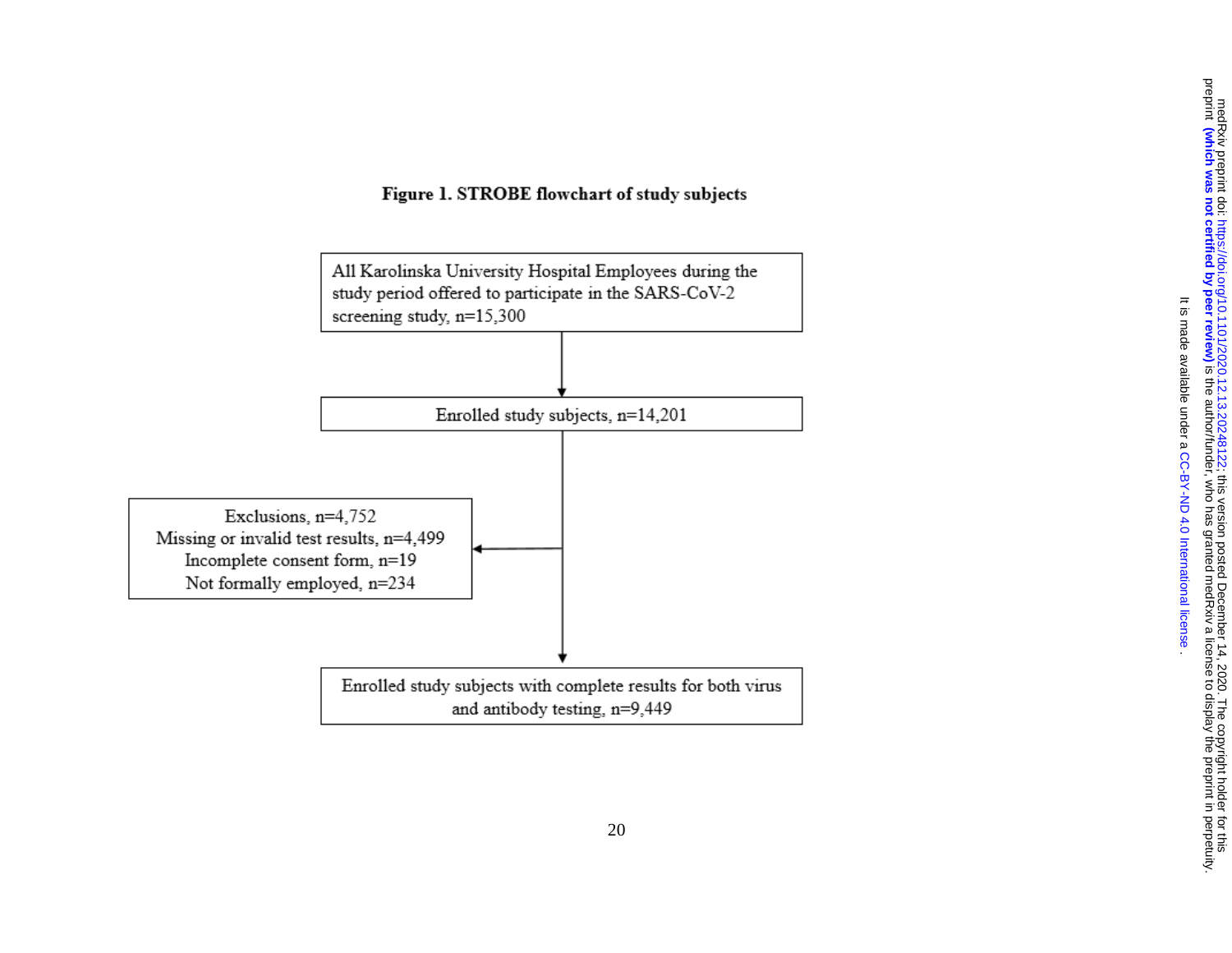**Figure 1. STROBE flowchart of study subjects**

All Karolinska University Hospital Employees during the study period offered to participate in the SARS-CoV-2 screening study, n=15,300

↓

Enrolled study subjects, n=14,201

→ Exclusions, n=4,752
Missing or invalid test results, n=4,499
Incomplete consent form, n=19
Not formally employed, n=234

↓

Enrolled study subjects with complete results for both virus and antibody testing, n=9,449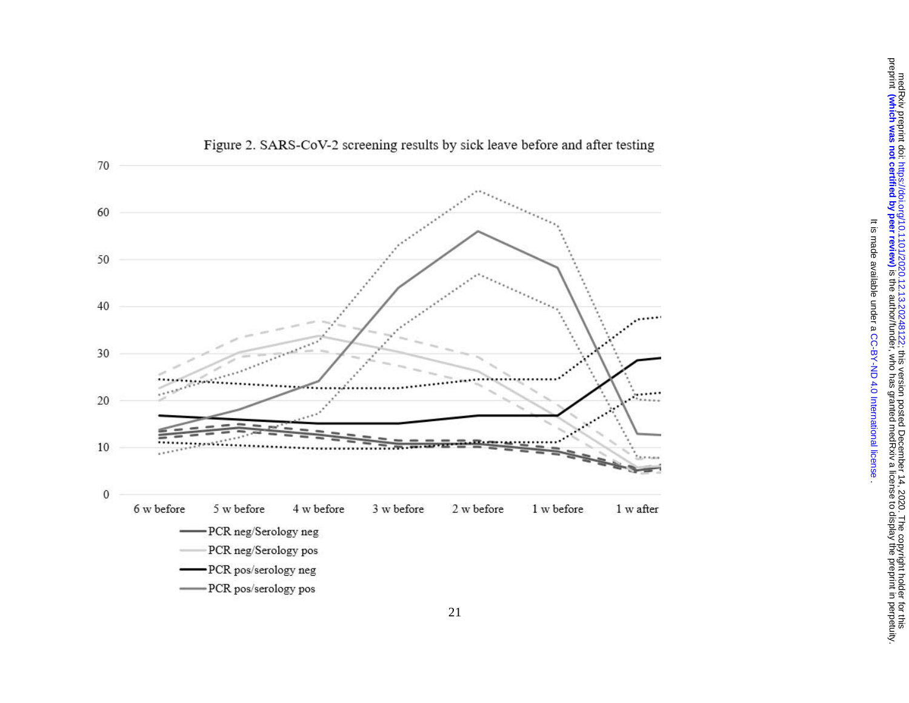Figure 2. SARS-CoV-2 screening results by sick leave before and after testing

70

60

50

40

30

20

10

0

6 w before | 5 w before | 4 w before | 3 w before | 2 w before | 1 w before | 1 w after

PCR neg/Serology neg

PCR neg/Serology pos

PCR pos/serology neg

PCR pos/serology pos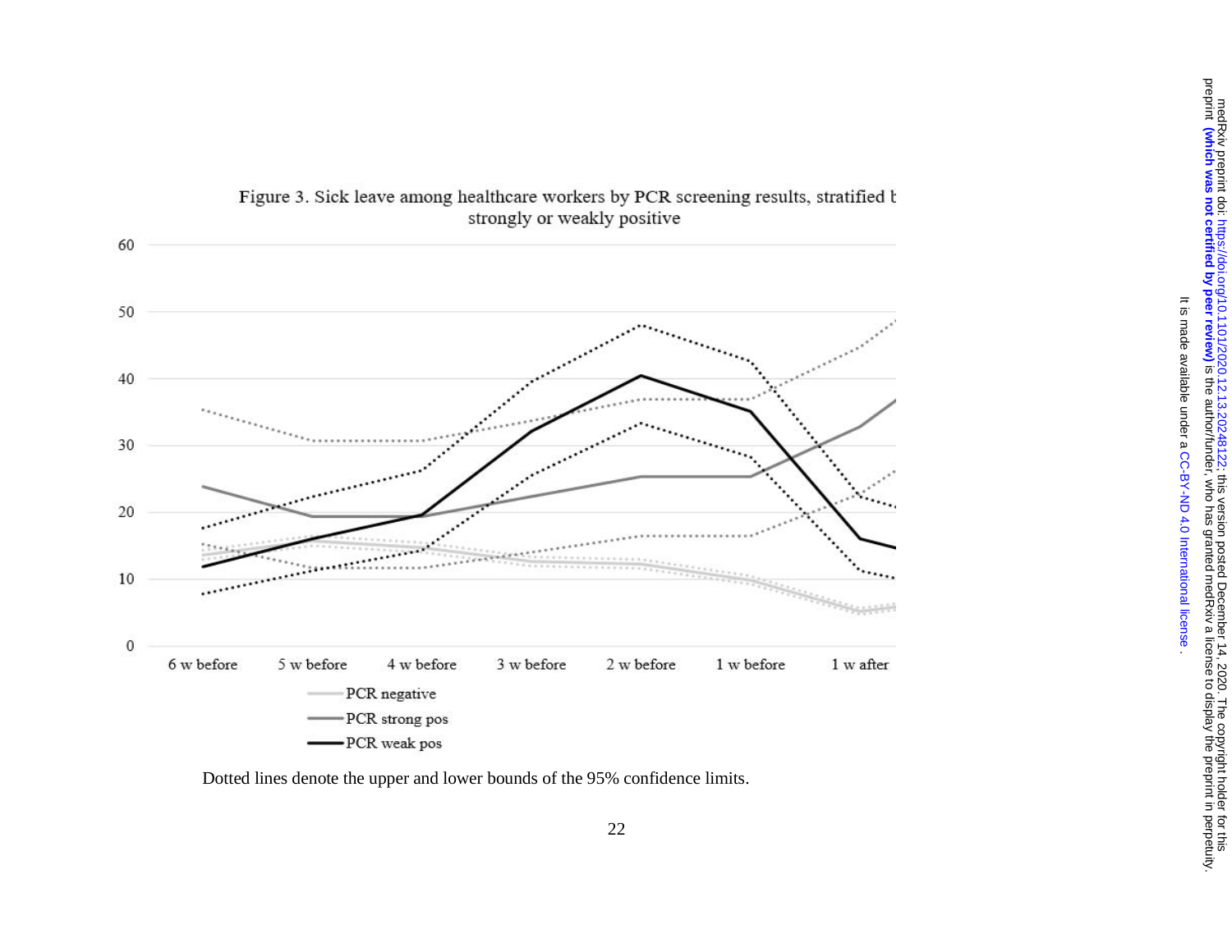Figure 3. Sick leave among healthcare workers by PCR screening results, stratified b strongly or weakly positive

60

50

40

30

20

10

0

6 w before

5 w before

4 w before

3 w before

2 w before

1 w before

1 w after

PCR negative

PCR strong pos

PCR weak pos

Dotted lines denote the upper and lower bounds of the 95% confidence limits.